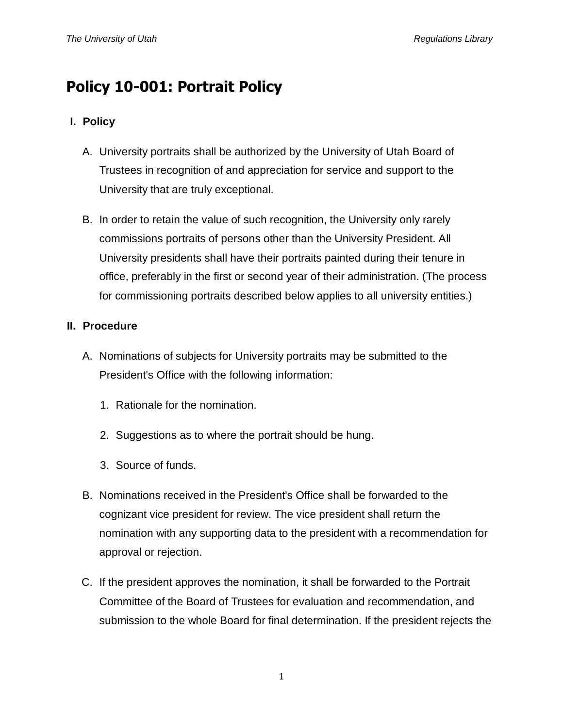# Policy 10-001: Portrait Policy

## I. Policy

A. University portraits shall be authorized by the University of Utah Board of Trustees in recognition of and appreciation for service and support to the University that are truly exceptional.

B. In order to retain the value of such recognition, the University only rarely commissions portraits of persons other than the University President. All University presidents shall have their portraits painted during their tenure in office, preferably in the first or second year of their administration. (The process for commissioning portraits described below applies to all university entities.)

## II. Procedure

A. Nominations of subjects for University portraits may be submitted to the President's Office with the following information:

1. Rationale for the nomination.
2. Suggestions as to where the portrait should be hung.
3. Source of funds.

B. Nominations received in the President's Office shall be forwarded to the cognizant vice president for review. The vice president shall return the nomination with any supporting data to the president with a recommendation for approval or rejection.

C. If the president approves the nomination, it shall be forwarded to the Portrait Committee of the Board of Trustees for evaluation and recommendation, and submission to the whole Board for final determination. If the president rejects the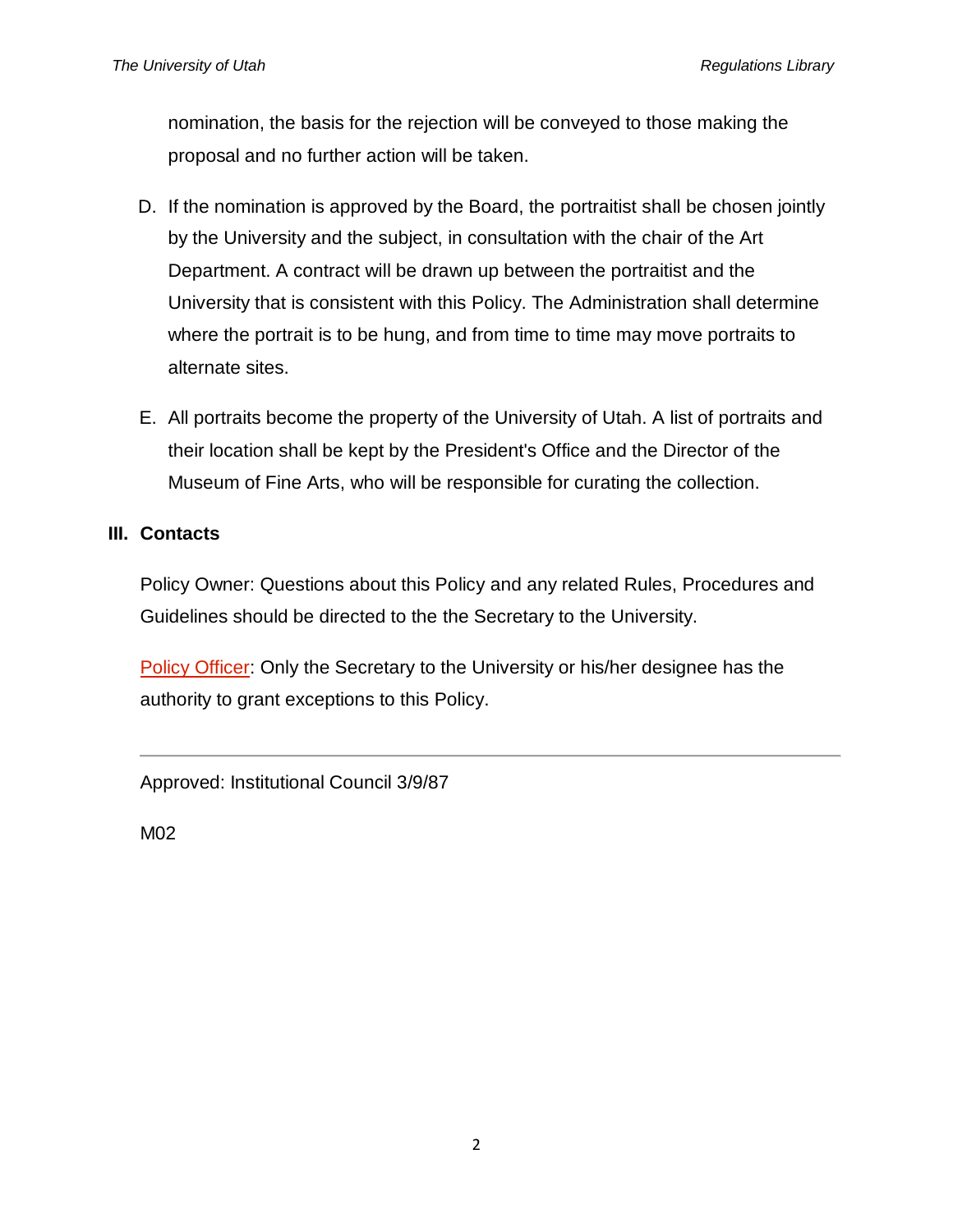nomination, the basis for the rejection will be conveyed to those making the proposal and no further action will be taken.

D. If the nomination is approved by the Board, the portraitist shall be chosen jointly by the University and the subject, in consultation with the chair of the Art Department. A contract will be drawn up between the portraitist and the University that is consistent with this Policy. The Administration shall determine where the portrait is to be hung, and from time to time may move portraits to alternate sites.

E. All portraits become the property of the University of Utah. A list of portraits and their location shall be kept by the President's Office and the Director of the Museum of Fine Arts, who will be responsible for curating the collection.

## III. Contacts

Policy Owner: Questions about this Policy and any related Rules, Procedures and Guidelines should be directed to the the Secretary to the University.

Policy Officer: Only the Secretary to the University or his/her designee has the authority to grant exceptions to this Policy.

---

Approved: Institutional Council 3/9/87

M02